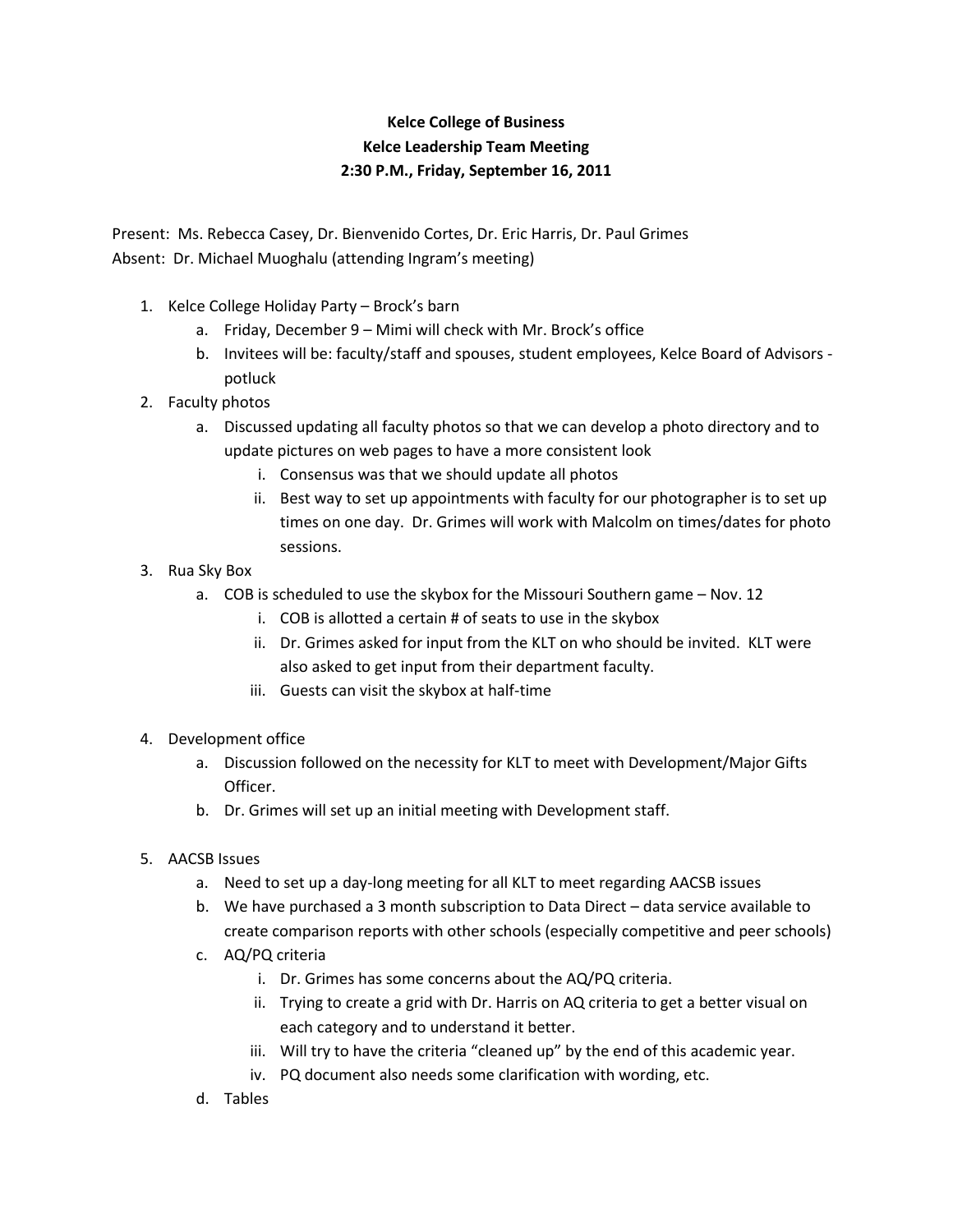**Kelce College of Business**

**Kelce Leadership Team Meeting**

**2:30 P.M., Friday, September 16, 2011**

Present: Ms. Rebecca Casey, Dr. Bienvenido Cortes, Dr. Eric Harris, Dr. Paul Grimes
Absent: Dr. Michael Muoghalu (attending Ingram's meeting)

1. Kelce College Holiday Party – Brock's barn
   a. Friday, December 9 – Mimi will check with Mr. Brock's office
   b. Invitees will be: faculty/staff and spouses, student employees, Kelce Board of Advisors - potluck
2. Faculty photos
   a. Discussed updating all faculty photos so that we can develop a photo directory and to update pictures on web pages to have a more consistent look
      i. Consensus was that we should update all photos
      ii. Best way to set up appointments with faculty for our photographer is to set up times on one day. Dr. Grimes will work with Malcolm on times/dates for photo sessions.
3. Rua Sky Box
   a. COB is scheduled to use the skybox for the Missouri Southern game – Nov. 12
      i. COB is allotted a certain # of seats to use in the skybox
      ii. Dr. Grimes asked for input from the KLT on who should be invited. KLT were also asked to get input from their department faculty.
      iii. Guests can visit the skybox at half-time
4. Development office
   a. Discussion followed on the necessity for KLT to meet with Development/Major Gifts Officer.
   b. Dr. Grimes will set up an initial meeting with Development staff.
5. AACSB Issues
   a. Need to set up a day-long meeting for all KLT to meet regarding AACSB issues
   b. We have purchased a 3 month subscription to Data Direct – data service available to create comparison reports with other schools (especially competitive and peer schools)
   c. AQ/PQ criteria
      i. Dr. Grimes has some concerns about the AQ/PQ criteria.
      ii. Trying to create a grid with Dr. Harris on AQ criteria to get a better visual on each category and to understand it better.
      iii. Will try to have the criteria "cleaned up" by the end of this academic year.
      iv. PQ document also needs some clarification with wording, etc.
   d. Tables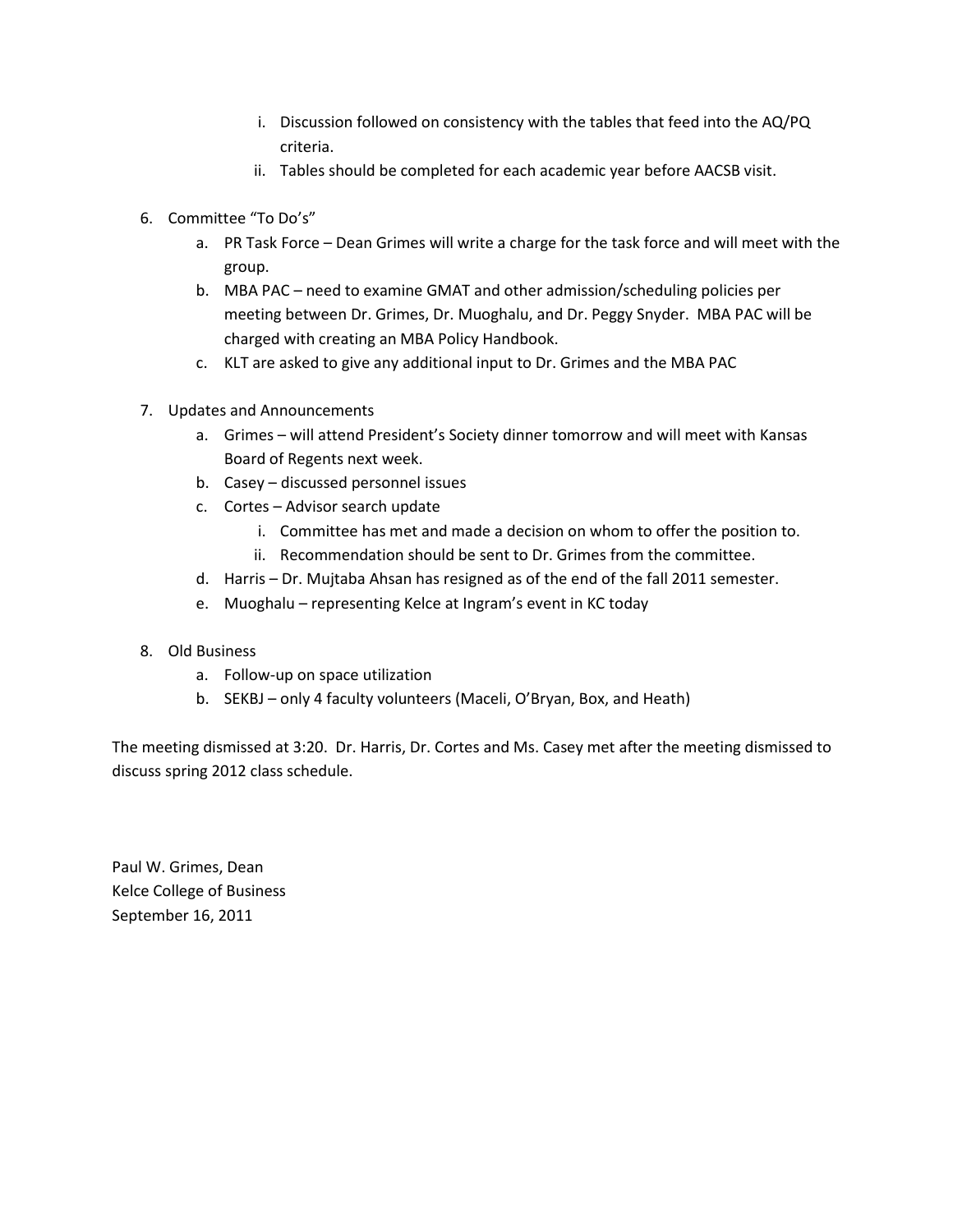i. Discussion followed on consistency with the tables that feed into the AQ/PQ criteria.
   ii. Tables should be completed for each academic year before AACSB visit.

6. Committee "To Do's"
   a. PR Task Force – Dean Grimes will write a charge for the task force and will meet with the group.
   b. MBA PAC – need to examine GMAT and other admission/scheduling policies per meeting between Dr. Grimes, Dr. Muoghalu, and Dr. Peggy Snyder. MBA PAC will be charged with creating an MBA Policy Handbook.
   c. KLT are asked to give any additional input to Dr. Grimes and the MBA PAC

7. Updates and Announcements
   a. Grimes – will attend President's Society dinner tomorrow and will meet with Kansas Board of Regents next week.
   b. Casey – discussed personnel issues
   c. Cortes – Advisor search update
      i. Committee has met and made a decision on whom to offer the position to.
      ii. Recommendation should be sent to Dr. Grimes from the committee.
   d. Harris – Dr. Mujtaba Ahsan has resigned as of the end of the fall 2011 semester.
   e. Muoghalu – representing Kelce at Ingram's event in KC today

8. Old Business
   a. Follow-up on space utilization
   b. SEKBJ – only 4 faculty volunteers (Maceli, O'Bryan, Box, and Heath)

The meeting dismissed at 3:20. Dr. Harris, Dr. Cortes and Ms. Casey met after the meeting dismissed to discuss spring 2012 class schedule.

Paul W. Grimes, Dean
Kelce College of Business
September 16, 2011